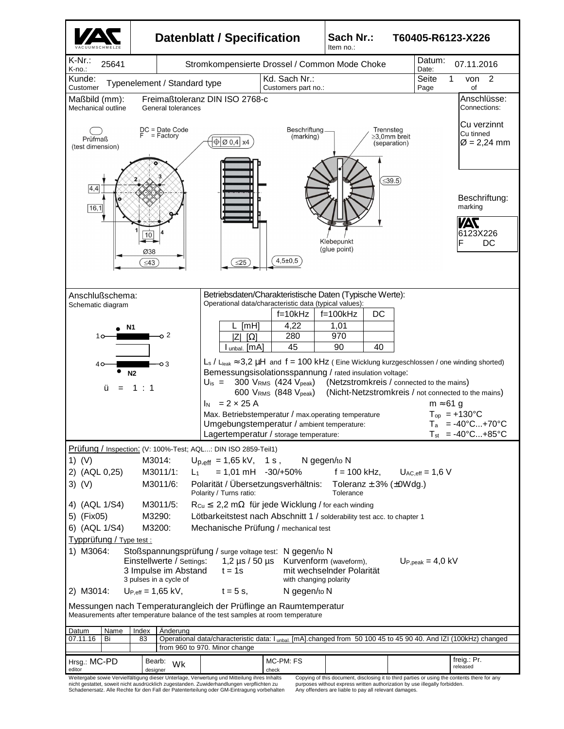# Datenblatt / Specification

**Sach Nr.: / Item no.:** T60405-R6123-X226

| K-Nr.: / K-no.: | 25641 | Stromkompensierte Drossel / Common Mode Choke | Datum: / Date: 07.11.2016 |
|---|---|---|---|
| Kunde: / Customer | Typenelement / Standard type | Kd. Sach Nr.: / Customers part no.: | Seite / Page 1 von / of 2 |

**Maßbild (mm): / Mechanical outline** — Freimaßtoleranz DIN ISO 2768-c / General tolerances

Prüfmaß (test dimension)
DC = Date Code
F = Factory
⊕ Ø 0,4 x4
Beschriftung (marking)
Trennsteg ≥3,0mm breit (separation)
Klebepunkt (glue point)

Dimensions: 4,4; 16,1; 10; Ø38; ≤43; ≤25; 4,5±0,5; ≤39,5

**Anschlüsse: / Connections:**
Cu verzinnt / Cu tinned
Ø = 2,24 mm

**Beschriftung: / marking**
VAC
6123X226
F DC

## Anschlußschema: / Schematic diagram

N1: 1 — 2
N2: 4 — 3

ü = 1 : 1

## Betriebsdaten/Charakteristische Daten (Typische Werte): / Operational data/characteristic data (typical values):

| | f=10kHz | f=100kHz | DC |
|---|---|---|---|
| L [mH] | 4,22 | 1,01 | |
| \|Z\| [Ω] | 280 | 970 | |
| $I_{unbal.}$ [mA] | 45 | 90 | 40 |

$L_s$ / $L_{leak}$ ≈ 3,2 µH and f = 100 kHz ( Eine Wicklung kurzgeschlossen / one winding shorted)

Bemessungsisolationsspannung / rated insulation voltage:

$U_{is}$ = 300 $V_{RMS}$ (424 $V_{peak}$) (Netzstromkreis / connected to the mains)
600 $V_{RMS}$ (848 $V_{peak}$) (Nicht-Netzstromkreis / not connected to the mains)

$I_N$ = 2 × 25 A — m ≈ 61 g

Max. Betriebstemperatur / max.operating temperature — $T_{op}$ = +130°C
Umgebungstemperatur / ambient temperature: — $T_a$ = -40°C...+70°C
Lagertemperatur / storage temperature: — $T_{st}$ = -40°C...+85°C

## Prüfung / Inspection: (V: 100%-Test; AQL...: DIN ISO 2859-Teil1)

1) (V) M3014: $U_{p,eff}$ = 1,65 kV, 1 s, N gegen/to N
2) (AQL 0,25) M3011/1: $L_1$ = 1,01 mH -30/+50% f = 100 kHz, $U_{AC,eff}$ = 1,6 V
3) (V) M3011/6: Polarität / Übersetzungsverhältnis: / Polarity / Turns ratio: Toleranz / Tolerance ± 3% (±0Wdg.)
4) (AQL 1/S4) M3011/5: $R_{Cu}$ ≤ 2,2 mΩ für jede Wicklung / for each winding
5) (Fix05) M3290: Lötbarkeitstest nach Abschnitt 1 / solderability test acc. to chapter 1
6) (AQL 1/S4) M3200: Mechanische Prüfung / mechanical test

## Typprüfung / Type test :

1) M3064: Stoßspannungsprüfung / surge voltage test: N gegen/to N
Einstellwerte / Settings: 1,2 µs / 50 µs Kurvenform (waveform), $U_{P,peak}$ = 4,0 kV
3 Impulse im Abstand / 3 pulses in a cycle of t = 1s mit wechselnder Polarität / with changing polarity
2) M3014: $U_{P,eff}$ = 1,65 kV, t = 5 s, N gegen/to N

Messungen nach Temperaturangleich der Prüflinge an Raumtemperatur
Measurements after temperature balance of the test samples at room temperature

| Datum | Name | Index | Änderung |
|---|---|---|---|
| 07.11.16 | Bi | 83 | Operational data/characteristic data: $I_{unbal.}$ [mA].changed from 50 100 45 to 45 90 40. And IZI (100kHz) changed from 960 to 970. Minor change |

| Hrsg.: / editor MC-PD | Bearb.: / designer Wk | MC-PM: FS / check | freig.: / released Pr. |
|---|---|---|---|

Weitergabe sowie Vervielfältigung dieser Unterlage, Verwertung und Mitteilung ihres Inhalts nicht gestattet, soweit nicht ausdrücklich zugestanden. Zuwiderhandlungen verpflichten zu Schadenersatz. Alle Rechte für den Fall der Patenterteilung oder GM-Eintragung vorbehalten

Copying of this document, disclosing it to third parties or using the contents there for any purposes without express written authorization by use illegally forbidden. Any offenders are liable to pay all relevant damages.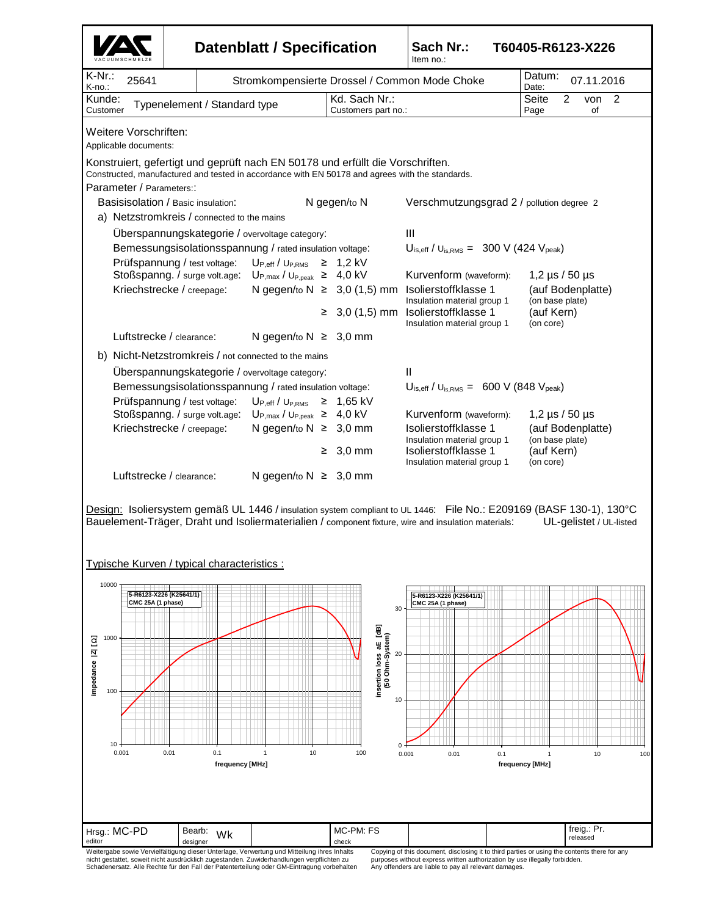# Datenblatt / Specification

| | | | | | |
|---|---|---|---|---|---|
| VACUUMSCHMELZE | Datenblatt / Specification | | Sach Nr.: Item no.: | T60405-R6123-X226 | |
| K-Nr.: K-no.: 25641 | Stromkompensierte Drossel / Common Mode Choke | | | Datum: Date: | 07.11.2016 |
| Kunde: Customer | Typenelement / Standard type | Kd. Sach Nr.: Customers part no.: | | Seite Page | 2 von of 2 |

Weitere Vorschriften:
Applicable documents:

Konstruiert, gefertigt und geprüft nach EN 50178 und erfüllt die Vorschriften.
Constructed, manufactured and tested in accordance with EN 50178 and agrees with the standards.

Parameter / Parameters::

Basisisolation / Basic insulation: N gegen/to N — Verschmutzungsgrad 2 / pollution degree 2

a) Netzstromkreis / connected to the mains

| | | | |
|---|---|---|---|
| Überspannungskategorie / overvoltage category: | | III | |
| Bemessungsisolationsspannung / rated insulation voltage: | | $U_{is,eff}$ / $U_{is,RMS}$ = 300 V (424 $V_{peak}$) | |
| Prüfspannung / test voltage: | $U_{P,eff}$ / $U_{P,RMS}$ ≥ 1,2 kV | | |
| Stoßspanng. / surge volt.age: | $U_{P,max}$ / $U_{P,peak}$ ≥ 4,0 kV | Kurvenform (waveform): | 1,2 µs / 50 µs |
| Kriechstrecke / creepage: | N gegen/to N ≥ 3,0 (1,5) mm | Isolierstoffklasse 1 Insulation material group 1 | (auf Bodenplatte) (on base plate) |
| | ≥ 3,0 (1,5) mm | Isolierstoffklasse 1 Insulation material group 1 | (auf Kern) (on core) |
| Luftstrecke / clearance: | N gegen/to N ≥ 3,0 mm | | |

b) Nicht-Netzstromkreis / not connected to the mains

| | | | |
|---|---|---|---|
| Überspannungskategorie / overvoltage category: | | II | |
| Bemessungsisolationsspannung / rated insulation voltage: | | $U_{is,eff}$ / $U_{is,RMS}$ = 600 V (848 $V_{peak}$) | |
| Prüfspannung / test voltage: | $U_{P,eff}$ / $U_{P,RMS}$ ≥ 1,65 kV | | |
| Stoßspanng. / surge volt.age: | $U_{P,max}$ / $U_{P,peak}$ ≥ 4,0 kV | Kurvenform (waveform): | 1,2 µs / 50 µs |
| Kriechstrecke / creepage: | N gegen/to N ≥ 3,0 mm | Isolierstoffklasse 1 Insulation material group 1 | (auf Bodenplatte) (on base plate) |
| | ≥ 3,0 mm | Isolierstoffklasse 1 Insulation material group 1 | (auf Kern) (on core) |
| Luftstrecke / clearance: | N gegen/to N ≥ 3,0 mm | | |

Design: Isoliersystem gemäß UL 1446 / insulation system compliant to UL 1446: File No.: E209169 (BASF 130-1), 130°C
Bauelement-Träger, Draht und Isoliermaterialien / component fixture, wire and insulation materials: UL-gelistet / UL-listed

Typische Kurven / typical characteristics :

5-R6123-X226 (K25641/1)
CMC 25A (1 phase)
impedance |Z| [Ω]
10000
1000
100
10
0.001
0.01
0.1
1
10
100
frequency [MHz]

5-R6123-X226 (K25641/1)
CMC 25A (1 phase)
insertion loss aE [dB] (50 Ohm-System)
30
20
10
0
0.001
0.01
0.1
1
10
100
frequency [MHz]

| | | | | | |
|---|---|---|---|---|---|
| Hrsg.: MC-PD editor | Bearb.: Wk designer | | MC-PM: FS check | | freig.: Pr. released |

Weitergabe sowie Vervielfältigung dieser Unterlage, Verwertung und Mitteilung ihres Inhalts nicht gestattet, soweit nicht ausdrücklich zugestanden. Zuwiderhandlungen verpflichten zu Schadenersatz. Alle Rechte für den Fall der Patenterteilung oder GM-Eintragung vorbehalten

Copying of this document, disclosing it to third parties or using the contents there for any purposes without express written authorization by use illegally forbidden. Any offenders are liable to pay all relevant damages.